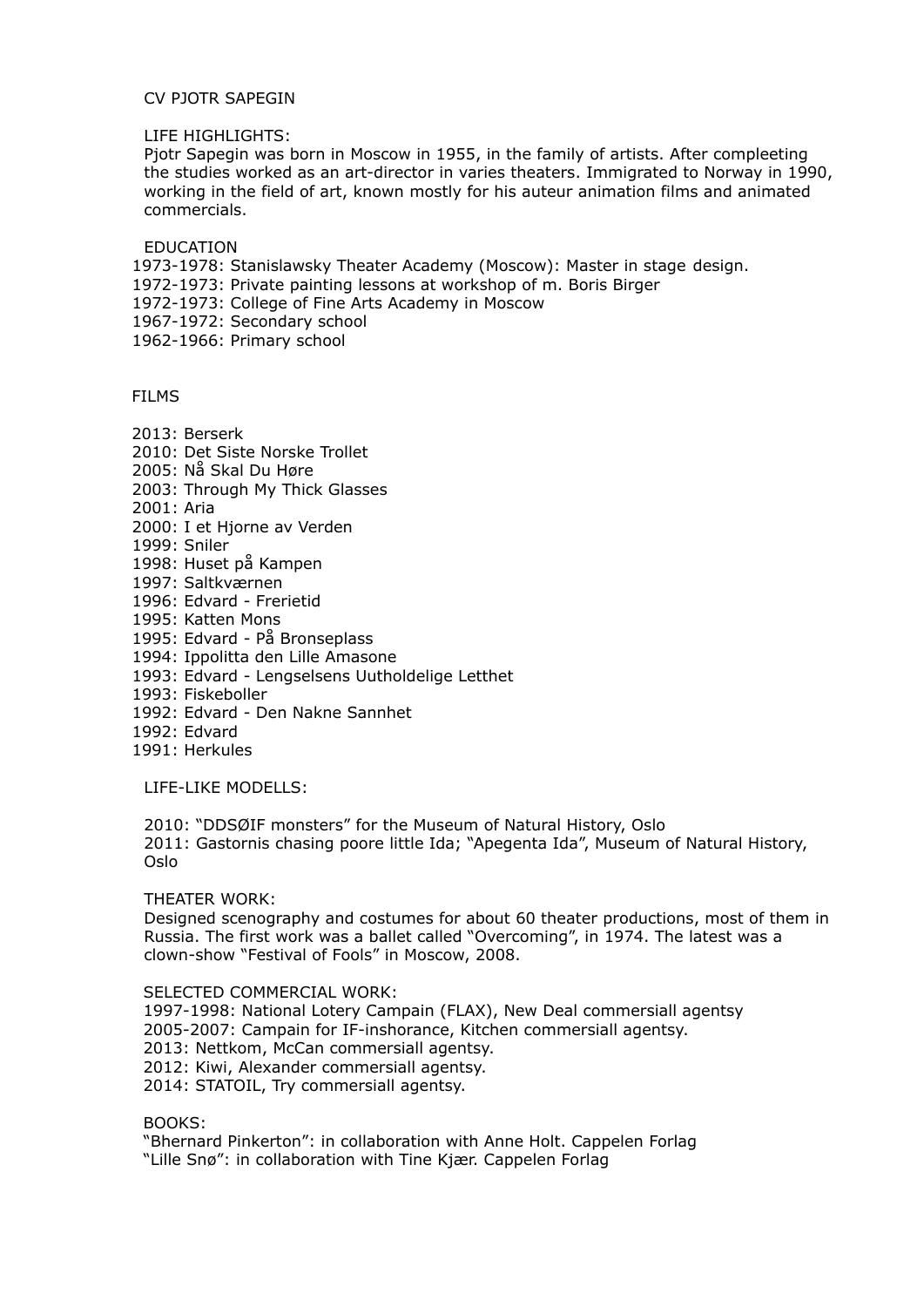# CV PJOTR SAPEGIN

## LIFE HIGHLIGHTS:

Pjotr Sapegin was born in Moscow in 1955, in the family of artists. After compleeting the studies worked as an art-director in varies theaters. Immigrated to Norway in 1990, working in the field of art, known mostly for his auteur animation films and animated commercials.

## EDUCATION

1973-1978: Stanislawsky Theater Academy (Moscow): Master in stage design.
1972-1973: Private painting lessons at workshop of m. Boris Birger
1972-1973: College of Fine Arts Academy in Moscow
1967-1972: Secondary school
1962-1966: Primary school

## FILMS

2013: Berserk
2010: Det Siste Norske Trollet
2005: Nå Skal Du Høre
2003: Through My Thick Glasses
2001: Aria
2000: I et Hjorne av Verden
1999: Sniler
1998: Huset på Kampen
1997: Saltkværnen
1996: Edvard - Frerietid
1995: Katten Mons
1995: Edvard - På Bronseplass
1994: Ippolitta den Lille Amasone
1993: Edvard - Lengselsens Uutholdelige Letthet
1993: Fiskeboller
1992: Edvard - Den Nakne Sannhet
1992: Edvard
1991: Herkules

## LIFE-LIKE MODELLS:

2010: "DDSØIF monsters" for the Museum of Natural History, Oslo
2011: Gastornis chasing poore little Ida; "Apegenta Ida", Museum of Natural History, Oslo

## THEATER WORK:

Designed scenography and costumes for about 60 theater productions, most of them in Russia. The first work was a ballet called "Overcoming", in 1974. The latest was a clown-show "Festival of Fools" in Moscow, 2008.

## SELECTED COMMERCIAL WORK:

1997-1998: National Lotery Campain (FLAX), New Deal commersiall agentsy
2005-2007: Campain for IF-inshorance, Kitchen commersiall agentsy.
2013: Nettkom, McCan commersiall agentsy.
2012: Kiwi, Alexander commersiall agentsy.
2014: STATOIL, Try commersiall agentsy.

## BOOKS:

"Bhernard Pinkerton": in collaboration with Anne Holt. Cappelen Forlag
"Lille Snø": in collaboration with Tine Kjær. Cappelen Forlag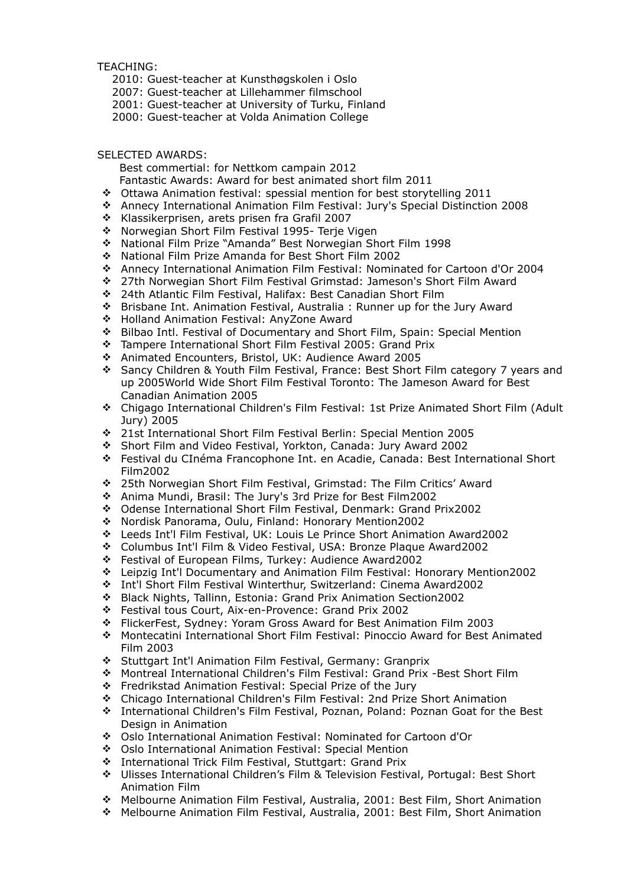TEACHING:

- 2010: Guest-teacher at Kunsthøgskolen i Oslo
- 2007: Guest-teacher at Lillehammer filmschool
- 2001: Guest-teacher at University of Turku, Finland
- 2000: Guest-teacher at Volda Animation College

SELECTED AWARDS:

Best commertial: for Nettkom campain 2012

Fantastic Awards: Award for best animated short film 2011

- Ottawa Animation festival: spessial mention for best storytelling 2011
- Annecy International Animation Film Festival: Jury's Special Distinction 2008
- Klassikerprisen, arets prisen fra Grafil 2007
- Norwegian Short Film Festival 1995- Terje Vigen
- National Film Prize "Amanda" Best Norwegian Short Film 1998
- National Film Prize Amanda for Best Short Film 2002
- Annecy International Animation Film Festival: Nominated for Cartoon d'Or 2004
- 27th Norwegian Short Film Festival Grimstad: Jameson's Short Film Award
- 24th Atlantic Film Festival, Halifax: Best Canadian Short Film
- Brisbane Int. Animation Festival, Australia : Runner up for the Jury Award
- Holland Animation Festival: AnyZone Award
- Bilbao Intl. Festival of Documentary and Short Film, Spain: Special Mention
- Tampere International Short Film Festival 2005: Grand Prix
- Animated Encounters, Bristol, UK: Audience Award 2005
- Sancy Children & Youth Film Festival, France: Best Short Film category 7 years and up 2005World Wide Short Film Festival Toronto: The Jameson Award for Best Canadian Animation 2005
- Chigago International Children's Film Festival: 1st Prize Animated Short Film (Adult Jury) 2005
- 21st International Short Film Festival Berlin: Special Mention 2005
- Short Film and Video Festival, Yorkton, Canada: Jury Award 2002
- Festival du CInéma Francophone Int. en Acadie, Canada: Best International Short Film2002
- 25th Norwegian Short Film Festival, Grimstad: The Film Critics' Award
- Anima Mundi, Brasil: The Jury's 3rd Prize for Best Film2002
- Odense International Short Film Festival, Denmark: Grand Prix2002
- Nordisk Panorama, Oulu, Finland: Honorary Mention2002
- Leeds Int'l Film Festival, UK: Louis Le Prince Short Animation Award2002
- Columbus Int'l Film & Video Festival, USA: Bronze Plaque Award2002
- Festival of European Films, Turkey: Audience Award2002
- Leipzig Int'l Documentary and Animation Film Festival: Honorary Mention2002
- Int'l Short Film Festival Winterthur, Switzerland: Cinema Award2002
- Black Nights, Tallinn, Estonia: Grand Prix Animation Section2002
- Festival tous Court, Aix-en-Provence: Grand Prix 2002
- FlickerFest, Sydney: Yoram Gross Award for Best Animation Film 2003
- Montecatini International Short Film Festival: Pinoccio Award for Best Animated Film 2003
- Stuttgart Int'l Animation Film Festival, Germany: Granprix
- Montreal International Children's Film Festival: Grand Prix -Best Short Film
- Fredrikstad Animation Festival: Special Prize of the Jury
- Chicago International Children's Film Festival: 2nd Prize Short Animation
- International Children's Film Festival, Poznan, Poland: Poznan Goat for the Best Design in Animation
- Oslo International Animation Festival: Nominated for Cartoon d'Or
- Oslo International Animation Festival: Special Mention
- International Trick Film Festival, Stuttgart: Grand Prix
- Ulisses International Children's Film & Television Festival, Portugal: Best Short Animation Film
- Melbourne Animation Film Festival, Australia, 2001: Best Film, Short Animation
- Melbourne Animation Film Festival, Australia, 2001: Best Film, Short Animation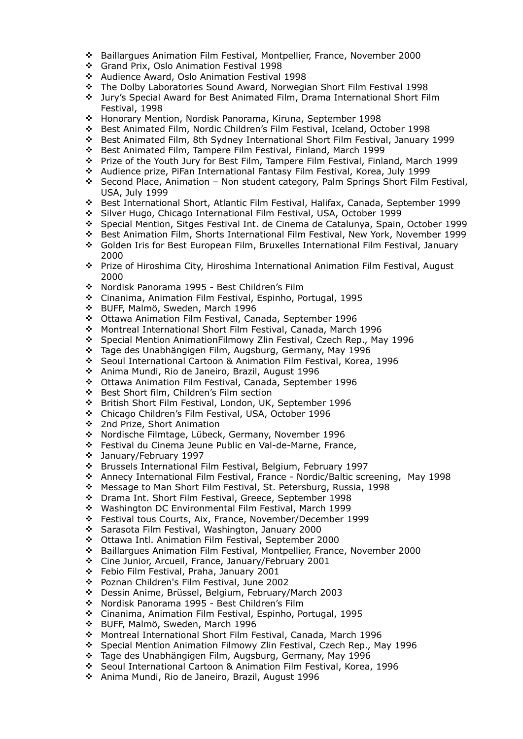- Baillargues Animation Film Festival, Montpellier, France, November 2000
- Grand Prix, Oslo Animation Festival 1998
- Audience Award, Oslo Animation Festival 1998
- The Dolby Laboratories Sound Award, Norwegian Short Film Festival 1998
- Jury's Special Award for Best Animated Film, Drama International Short Film Festival, 1998
- Honorary Mention, Nordisk Panorama, Kiruna, September 1998
- Best Animated Film, Nordic Children's Film Festival, Iceland, October 1998
- Best Animated Film, 8th Sydney International Short Film Festival, January 1999
- Best Animated Film, Tampere Film Festival, Finland, March 1999
- Prize of the Youth Jury for Best Film, Tampere Film Festival, Finland, March 1999
- Audience prize, PiFan International Fantasy Film Festival, Korea, July 1999
- Second Place, Animation – Non student category, Palm Springs Short Film Festival, USA, July 1999
- Best International Short, Atlantic Film Festival, Halifax, Canada, September 1999
- Silver Hugo, Chicago International Film Festival, USA, October 1999
- Special Mention, Sitges Festival Int. de Cinema de Catalunya, Spain, October 1999
- Best Animation Film, Shorts International Film Festival, New York, November 1999
- Golden Iris for Best European Film, Bruxelles International Film Festival, January 2000
- Prize of Hiroshima City, Hiroshima International Animation Film Festival, August 2000
- Nordisk Panorama 1995 - Best Children's Film
- Cinanima, Animation Film Festival, Espinho, Portugal, 1995
- BUFF, Malmö, Sweden, March 1996
- Ottawa Animation Film Festival, Canada, September 1996
- Montreal International Short Film Festival, Canada, March 1996
- Special Mention AnimationFilmowy Zlin Festival, Czech Rep., May 1996
- Tage des Unabhängigen Film, Augsburg, Germany, May 1996
- Seoul International Cartoon & Animation Film Festival, Korea, 1996
- Anima Mundi, Rio de Janeiro, Brazil, August 1996
- Ottawa Animation Film Festival, Canada, September 1996
- Best Short film, Children's Film section
- British Short Film Festival, London, UK, September 1996
- Chicago Children's Film Festival, USA, October 1996
- 2nd Prize, Short Animation
- Nordische Filmtage, Lübeck, Germany, November 1996
- Festival du Cinema Jeune Public en Val-de-Marne, France,
- January/February 1997
- Brussels International Film Festival, Belgium, February 1997
- Annecy International Film Festival, France - Nordic/Baltic screening, May 1998
- Message to Man Short Film Festival, St. Petersburg, Russia, 1998
- Drama Int. Short Film Festival, Greece, September 1998
- Washington DC Environmental Film Festival, March 1999
- Festival tous Courts, Aix, France, November/December 1999
- Sarasota Film Festival, Washington, January 2000
- Ottawa Intl. Animation Film Festival, September 2000
- Baillargues Animation Film Festival, Montpellier, France, November 2000
- Cine Junior, Arcueil, France, January/February 2001
- Febio Film Festival, Praha, January 2001
- Poznan Children's Film Festival, June 2002
- Dessin Anime, Brüssel, Belgium, February/March 2003
- Nordisk Panorama 1995 - Best Children's Film
- Cinanima, Animation Film Festival, Espinho, Portugal, 1995
- BUFF, Malmö, Sweden, March 1996
- Montreal International Short Film Festival, Canada, March 1996
- Special Mention Animation Filmowy Zlin Festival, Czech Rep., May 1996
- Tage des Unabhängigen Film, Augsburg, Germany, May 1996
- Seoul International Cartoon & Animation Film Festival, Korea, 1996
- Anima Mundi, Rio de Janeiro, Brazil, August 1996